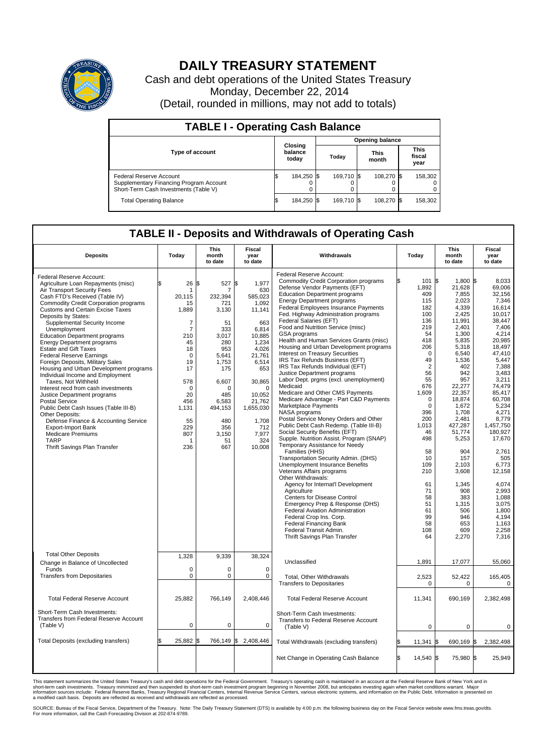# DAILY TREASURY STATEMENT

Cash and debt operations of the United States Treasury
Monday, December 22, 2014
(Detail, rounded in millions, may not add to totals)

## TABLE I - Operating Cash Balance

| Type of account | Closing balance today | Opening balance Today | Opening balance This month | Opening balance This fiscal year |
|---|---|---|---|---|
| Federal Reserve Account | $ 184,250 | $ 169,710 | $ 108,270 | $ 158,302 |
| Supplementary Financing Program Account | 0 | 0 | 0 | 0 |
| Short-Term Cash Investments (Table V) | 0 | 0 | 0 | 0 |
| Total Operating Balance | $ 184,250 | $ 169,710 | $ 108,270 | $ 158,302 |

## TABLE II - Deposits and Withdrawals of Operating Cash

| Deposits | Today | This month to date | Fiscal year to date |
|---|---|---|---|
| Federal Reserve Account: | | | |
| Agriculture Loan Repayments (misc) | $ 26 | $ 527 | $ 1,977 |
| Air Transport Security Fees | 1 | 7 | 630 |
| Cash FTD's Received (Table IV) | 20,115 | 232,394 | 585,023 |
| Commodity Credit Corporation programs | 15 | 721 | 1,092 |
| Customs and Certain Excise Taxes | 1,889 | 3,130 | 11,141 |
| Deposits by States: | | | |
| Supplemental Security Income | 7 | 51 | 663 |
| Unemployment | 7 | 333 | 6,814 |
| Education Department programs | 210 | 3,017 | 10,885 |
| Energy Department programs | 45 | 280 | 1,234 |
| Estate and Gift Taxes | 18 | 953 | 4,026 |
| Federal Reserve Earnings | 0 | 5,641 | 21,761 |
| Foreign Deposits, Military Sales | 19 | 1,753 | 6,514 |
| Housing and Urban Development programs | 17 | 175 | 653 |
| Individual Income and Employment Taxes, Not Withheld | 578 | 6,607 | 30,865 |
| Interest recd from cash investments | 0 | 0 | 0 |
| Justice Department programs | 20 | 485 | 10,052 |
| Postal Service | 456 | 6,583 | 21,762 |
| Public Debt Cash Issues (Table III-B) | 1,131 | 494,153 | 1,655,030 |
| Other Deposits: | | | |
| Defense Finance & Accounting Service | 55 | 480 | 1,708 |
| Export-Import Bank | 229 | 356 | 712 |
| Medicare Premiums | 807 | 3,150 | 7,977 |
| TARP | 1 | 51 | 324 |
| Thrift Savings Plan Transfer | 236 | 667 | 10,008 |
| Total Other Deposits | 1,328 | 9,339 | 38,324 |
| Change in Balance of Uncollected Funds | 0 | 0 | 0 |
| Transfers from Depositaries | 0 | 0 | 0 |
| Total Federal Reserve Account | 25,882 | 766,149 | 2,408,446 |
| Short-Term Cash Investments: Transfers from Federal Reserve Account (Table V) | 0 | 0 | 0 |
| Total Deposits (excluding transfers) | $ 25,882 | $ 766,149 | $ 2,408,446 |

| Withdrawals | Today | This month to date | Fiscal year to date |
|---|---|---|---|
| Federal Reserve Account: | | | |
| Commodity Credit Corporation programs | $ 101 | $ 1,800 | $ 8,033 |
| Defense Vendor Payments (EFT) | 1,892 | 21,628 | 69,006 |
| Education Department programs | 409 | 7,855 | 32,156 |
| Energy Department programs | 115 | 2,023 | 7,346 |
| Federal Employees Insurance Payments | 182 | 4,339 | 16,614 |
| Fed. Highway Administration programs | 100 | 2,425 | 10,017 |
| Federal Salaries (EFT) | 136 | 11,991 | 38,447 |
| Food and Nutrition Service (misc) | 219 | 2,401 | 7,406 |
| GSA programs | 54 | 1,300 | 4,214 |
| Health and Human Services Grants (misc) | 418 | 5,835 | 20,985 |
| Housing and Urban Development programs | 206 | 5,318 | 18,497 |
| Interest on Treasury Securities | 0 | 6,540 | 47,410 |
| IRS Tax Refunds Business (EFT) | 49 | 1,536 | 5,447 |
| IRS Tax Refunds Individual (EFT) | 2 | 402 | 7,388 |
| Justice Department programs | 56 | 942 | 3,483 |
| Labor Dept. prgms (excl. unemployment) | 55 | 957 | 3,211 |
| Medicaid | 676 | 22,277 | 74,479 |
| Medicare and Other CMS Payments | 1,609 | 22,357 | 85,417 |
| Medicare Advantage - Part C&D Payments | 0 | 18,874 | 60,708 |
| Marketplace Payments | 0 | 1,672 | 5,234 |
| NASA programs | 396 | 1,708 | 4,271 |
| Postal Service Money Orders and Other | 200 | 2,481 | 8,779 |
| Public Debt Cash Redemp. (Table III-B) | 1,013 | 427,287 | 1,457,750 |
| Social Security Benefits (EFT) | 46 | 51,774 | 180,927 |
| Supple. Nutrition Assist. Program (SNAP) | 498 | 5,253 | 17,670 |
| Temporary Assistance for Needy Families (HHS) | 58 | 904 | 2,761 |
| Transportation Security Admin. (DHS) | 10 | 157 | 505 |
| Unemployment Insurance Benefits | 109 | 2,103 | 6,773 |
| Veterans Affairs programs | 210 | 3,608 | 12,158 |
| Other Withdrawals: | | | |
| Agency for Internat'l Development | 61 | 1,345 | 4,074 |
| Agriculture | 71 | 908 | 2,993 |
| Centers for Disease Control | 58 | 383 | 1,088 |
| Emergency Prep & Response (DHS) | 51 | 1,315 | 3,075 |
| Federal Aviation Administration | 61 | 506 | 1,800 |
| Federal Crop Ins. Corp. | 99 | 946 | 4,194 |
| Federal Financing Bank | 58 | 653 | 1,163 |
| Federal Transit Admin. | 108 | 609 | 2,258 |
| Thrift Savings Plan Transfer | 64 | 2,270 | 7,316 |
| Unclassified | 1,891 | 17,077 | 55,060 |
| Total, Other Withdrawals | 2,523 | 52,422 | 165,405 |
| Transfers to Depositaries | 0 | 0 | 0 |
| Total Federal Reserve Account | 11,341 | 690,169 | 2,382,498 |
| Short-Term Cash Investments: Transfers to Federal Reserve Account (Table V) | 0 | 0 | 0 |
| Total Withdrawals (excluding transfers) | $ 11,341 | $ 690,169 | $ 2,382,498 |
| Net Change in Operating Cash Balance | $ 14,540 | $ 75,980 | $ 25,949 |

This statement summarizes the United States Treasury's cash and debt operations for the Federal Government. Treasury's operating cash is maintained in an account at the Federal Reserve Bank of New York and in short-term cash investments. Treasury minimized and then suspended its short-term cash investment program beginning in November 2008, but anticipates investing again when market conditions warrant. Major information sources include: Federal Reserve Banks, Treasury Regional Financial Centers, Internal Revenue Service Centers, various electronic systems, and information on the Public Debt. Information is presented on a modified cash basis. Deposits are reflected as received and withdrawals are reflected as processed.

SOURCE: Bureau of the Fiscal Service, Department of the Treasury. Note: The Daily Treasury Statement (DTS) is available by 4:00 p.m. the following business day on the Fiscal Service website www.fms.treas.gov/dts. For more information, call the Cash Forecasting Division at 202-874-9789.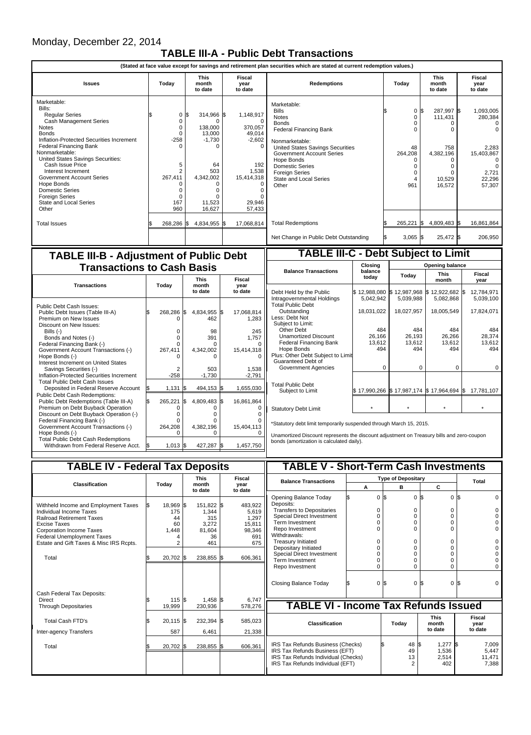Monday, December 22, 2014

# TABLE III-A - Public Debt Transactions

(Stated at face value except for savings and retirement plan securities which are stated at current redemption values.)

| Issues | Today | This month to date | Fiscal year to date |
|---|---|---|---|
| Marketable: | | | |
| Bills: | | | |
| Regular Series | $ 0 | $ 314,966 | $ 1,148,917 |
| Cash Management Series | 0 | 0 | 0 |
| Notes | 0 | 138,000 | 370,057 |
| Bonds | 0 | 13,000 | 49,014 |
| Inflation-Protected Securities Increment | -258 | -1,730 | -2,602 |
| Federal Financing Bank | 0 | 0 | 0 |
| Nonmarketable: | | | |
| United States Savings Securities: | | | |
| Cash Issue Price | 5 | 64 | 192 |
| Interest Increment | 2 | 503 | 1,538 |
| Government Account Series | 267,411 | 4,342,002 | 15,414,318 |
| Hope Bonds | 0 | 0 | 0 |
| Domestic Series | 0 | 0 | 0 |
| Foreign Series | 0 | 0 | 0 |
| State and Local Series | 167 | 11,523 | 29,946 |
| Other | 960 | 16,627 | 57,433 |
| Total Issues | $ 268,286 | $ 4,834,955 | $ 17,068,814 |

| Redemptions | Today | This month to date | Fiscal year to date |
|---|---|---|---|
| Marketable: | | | |
| Bills | $ 0 | $ 287,997 | $ 1,093,005 |
| Notes | 0 | 111,431 | 280,384 |
| Bonds | 0 | 0 | 0 |
| Federal Financing Bank | 0 | 0 | 0 |
| Nonmarketable: | | | |
| United States Savings Securities | 48 | 758 | 2,283 |
| Government Account Series | 264,208 | 4,382,196 | 15,403,867 |
| Hope Bonds | 0 | 0 | 0 |
| Domestic Series | 0 | 0 | 0 |
| Foreign Series | 0 | 0 | 2,721 |
| State and Local Series | 4 | 10,529 | 22,296 |
| Other | 961 | 16,572 | 57,307 |
| Total Redemptions | $ 265,221 | $ 4,809,483 | $ 16,861,864 |
| Net Change in Public Debt Outstanding | $ 3,065 | $ 25,472 | $ 206,950 |

# TABLE III-B - Adjustment of Public Debt Transactions to Cash Basis

| Transactions | Today | This month to date | Fiscal year to date |
|---|---|---|---|
| Public Debt Cash Issues: | | | |
| Public Debt Issues (Table III-A) | $ 268,286 | $ 4,834,955 | $ 17,068,814 |
| Premium on New Issues | 0 | 462 | 1,283 |
| Discount on New Issues: | | | |
| Bills (-) | 0 | 98 | 245 |
| Bonds and Notes (-) | 0 | 391 | 1,757 |
| Federal Financing Bank (-) | 0 | 0 | 0 |
| Government Account Transactions (-) | 267,411 | 4,342,002 | 15,414,318 |
| Hope Bonds (-) | 0 | 0 | 0 |
| Interest Increment on United States Savings Securities (-) | 2 | 503 | 1,538 |
| Inflation-Protected Securities Increment | -258 | -1,730 | -2,791 |
| Total Public Debt Cash Issues Deposited in Federal Reserve Account | $ 1,131 | $ 494,153 | $ 1,655,030 |
| Public Debt Cash Redemptions: | | | |
| Public Debt Redemptions (Table III-A) | $ 265,221 | $ 4,809,483 | $ 16,861,864 |
| Premium on Debt Buyback Operation | 0 | 0 | 0 |
| Discount on Debt Buyback Operation (-) | 0 | 0 | 0 |
| Federal Financing Bank (-) | 0 | 0 | 0 |
| Government Account Transactions (-) | 264,208 | 4,382,196 | 15,404,113 |
| Hope Bonds (-) | 0 | 0 | 0 |
| Total Public Debt Cash Redemptions Withdrawn from Federal Reserve Acct. | $ 1,013 | $ 427,287 | $ 1,457,750 |

# TABLE III-C - Debt Subject to Limit

| Balance Transactions | Closing balance today | Opening balance Today | Opening balance This month | Opening balance Fiscal year |
|---|---|---|---|---|
| Debt Held by the Public | $ 12,988,080 | $ 12,987,968 | $ 12,922,682 | $ 12,784,971 |
| Intragovernmental Holdings | 5,042,942 | 5,039,988 | 5,082,868 | 5,039,100 |
| Total Public Debt Outstanding | 18,031,022 | 18,027,957 | 18,005,549 | 17,824,071 |
| Less: Debt Not Subject to Limit: | | | | |
| Other Debt | 484 | 484 | 484 | 484 |
| Unamortized Discount | 26,166 | 26,193 | 26,266 | 28,374 |
| Federal Financing Bank | 13,612 | 13,612 | 13,612 | 13,612 |
| Hope Bonds | 494 | 494 | 494 | 494 |
| Plus: Other Debt Subject to Limit | | | | |
| Guaranteed Debt of Government Agencies | 0 | 0 | 0 | 0 |
| Total Public Debt Subject to Limit | $ 17,990,266 | $ 17,987,174 | $ 17,964,694 | $ 17,781,107 |
| Statutory Debt Limit | * | * | * | * |

*Statutory debt limit temporarily suspended through March 15, 2015.

Unamortized Discount represents the discount adjustment on Treasury bills and zero-coupon bonds (amortization is calculated daily).

# TABLE IV - Federal Tax Deposits

| Classification | Today | This month to date | Fiscal year to date |
|---|---|---|---|
| Withheld Income and Employment Taxes | $ 18,969 | $ 151,822 | $ 483,922 |
| Individual Income Taxes | 175 | 1,344 | 5,619 |
| Railroad Retirement Taxes | 44 | 315 | 1,297 |
| Excise Taxes | 60 | 3,272 | 15,811 |
| Corporation Income Taxes | 1,448 | 81,604 | 98,346 |
| Federal Unemployment Taxes | 4 | 36 | 691 |
| Estate and Gift Taxes & Misc IRS Rcpts. | 2 | 461 | 675 |
| Total | $ 20,702 | $ 238,855 | $ 606,361 |
| Cash Federal Tax Deposits: | | | |
| Direct | $ 115 | $ 1,458 | $ 6,747 |
| Through Depositaries | 19,999 | 230,936 | 578,276 |
| Total Cash FTD's | $ 20,115 | $ 232,394 | $ 585,023 |
| Inter-agency Transfers | 587 | 6,461 | 21,338 |
| Total | $ 20,702 | $ 238,855 | $ 606,361 |

# TABLE V - Short-Term Cash Investments

| Balance Transactions | Type of Depositary A | Type of Depositary B | Type of Depositary C | Total |
|---|---|---|---|---|
| Opening Balance Today | $ 0 | $ 0 | $ 0 | $ 0 |
| Deposits: | | | | |
| Transfers to Depositaries | 0 | 0 | 0 | 0 |
| Special Direct Investment | 0 | 0 | 0 | 0 |
| Term Investment | 0 | 0 | 0 | 0 |
| Repo Investment | 0 | 0 | 0 | 0 |
| Withdrawals: | | | | |
| Treasury Initiated | 0 | 0 | 0 | 0 |
| Depositary Initiated | 0 | 0 | 0 | 0 |
| Special Direct Investment | 0 | 0 | 0 | 0 |
| Term Investment | 0 | 0 | 0 | 0 |
| Repo Investment | 0 | 0 | 0 | 0 |
| Closing Balance Today | $ 0 | $ 0 | $ 0 | $ 0 |

# TABLE VI - Income Tax Refunds Issued

| Classification | Today | This month to date | Fiscal year to date |
|---|---|---|---|
| IRS Tax Refunds Business (Checks) | $ 48 | $ 1,277 | $ 7,009 |
| IRS Tax Refunds Business (EFT) | 49 | 1,536 | 5,447 |
| IRS Tax Refunds Individual (Checks) | 13 | 2,514 | 11,471 |
| IRS Tax Refunds Individual (EFT) | 2 | 402 | 7,388 |